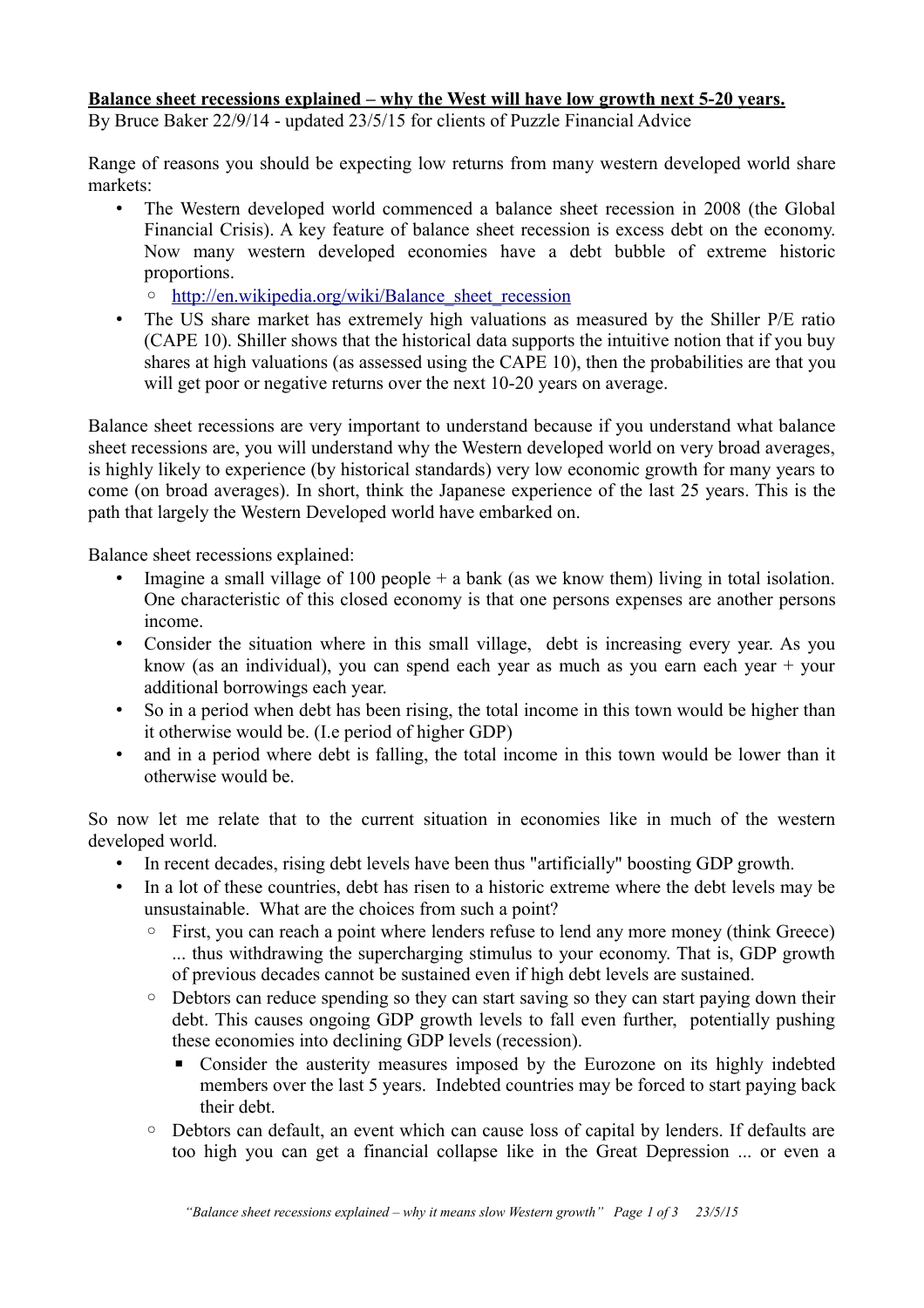**Balance sheet recessions explained – why the West will have low growth next 5-20 years.**

By Bruce Baker 22/9/14 - updated 23/5/15 for clients of Puzzle Financial Advice

Range of reasons you should be expecting low returns from many western developed world share markets:

- The Western developed world commenced a balance sheet recession in 2008 (the Global Financial Crisis). A key feature of balance sheet recession is excess debt on the economy. Now many western developed economies have a debt bubble of extreme historic proportions.
  - http://en.wikipedia.org/wiki/Balance_sheet_recession
- The US share market has extremely high valuations as measured by the Shiller P/E ratio (CAPE 10). Shiller shows that the historical data supports the intuitive notion that if you buy shares at high valuations (as assessed using the CAPE 10), then the probabilities are that you will get poor or negative returns over the next 10-20 years on average.

Balance sheet recessions are very important to understand because if you understand what balance sheet recessions are, you will understand why the Western developed world on very broad averages, is highly likely to experience (by historical standards) very low economic growth for many years to come (on broad averages). In short, think the Japanese experience of the last 25 years. This is the path that largely the Western Developed world have embarked on.

Balance sheet recessions explained:

- Imagine a small village of 100 people + a bank (as we know them) living in total isolation. One characteristic of this closed economy is that one persons expenses are another persons income.
- Consider the situation where in this small village, debt is increasing every year. As you know (as an individual), you can spend each year as much as you earn each year + your additional borrowings each year.
- So in a period when debt has been rising, the total income in this town would be higher than it otherwise would be. (I.e period of higher GDP)
- and in a period where debt is falling, the total income in this town would be lower than it otherwise would be.

So now let me relate that to the current situation in economies like in much of the western developed world.

- In recent decades, rising debt levels have been thus "artificially" boosting GDP growth.
- In a lot of these countries, debt has risen to a historic extreme where the debt levels may be unsustainable. What are the choices from such a point?
  - First, you can reach a point where lenders refuse to lend any more money (think Greece) ... thus withdrawing the supercharging stimulus to your economy. That is, GDP growth of previous decades cannot be sustained even if high debt levels are sustained.
  - Debtors can reduce spending so they can start saving so they can start paying down their debt. This causes ongoing GDP growth levels to fall even further, potentially pushing these economies into declining GDP levels (recession).
    - Consider the austerity measures imposed by the Eurozone on its highly indebted members over the last 5 years. Indebted countries may be forced to start paying back their debt.
  - Debtors can default, an event which can cause loss of capital by lenders. If defaults are too high you can get a financial collapse like in the Great Depression ... or even a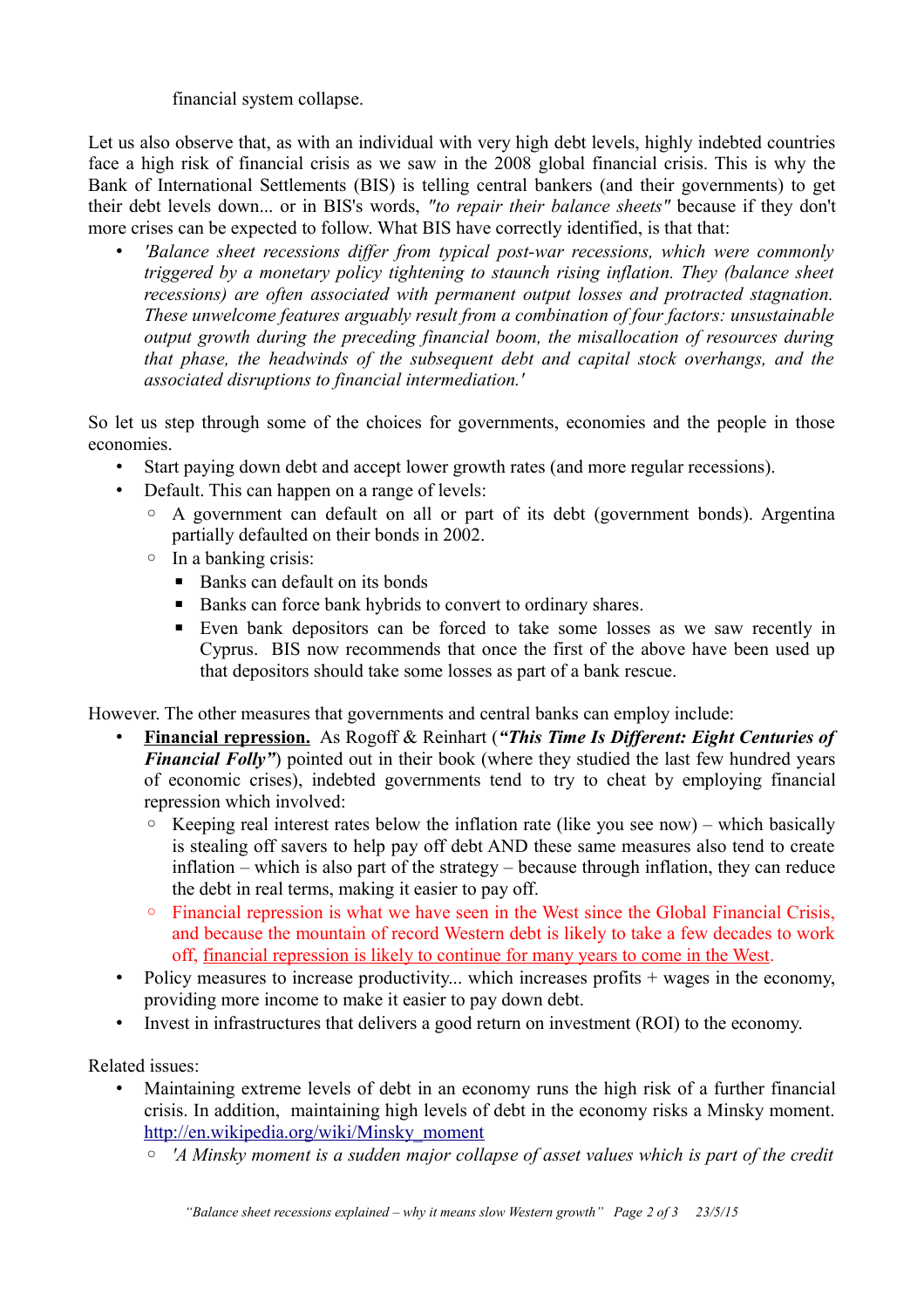financial system collapse.

Let us also observe that, as with an individual with very high debt levels, highly indebted countries face a high risk of financial crisis as we saw in the 2008 global financial crisis. This is why the Bank of International Settlements (BIS) is telling central bankers (and their governments) to get their debt levels down... or in BIS's words, *"to repair their balance sheets"* because if they don't more crises can be expected to follow. What BIS have correctly identified, is that that:

- *'Balance sheet recessions differ from typical post-war recessions, which were commonly triggered by a monetary policy tightening to staunch rising inflation. They (balance sheet recessions) are often associated with permanent output losses and protracted stagnation. These unwelcome features arguably result from a combination of four factors: unsustainable output growth during the preceding financial boom, the misallocation of resources during that phase, the headwinds of the subsequent debt and capital stock overhangs, and the associated disruptions to financial intermediation.'*

So let us step through some of the choices for governments, economies and the people in those economies.

- Start paying down debt and accept lower growth rates (and more regular recessions).
- Default. This can happen on a range of levels:
  - A government can default on all or part of its debt (government bonds). Argentina partially defaulted on their bonds in 2002.
  - In a banking crisis:
    - Banks can default on its bonds
    - Banks can force bank hybrids to convert to ordinary shares.
    - Even bank depositors can be forced to take some losses as we saw recently in Cyprus. BIS now recommends that once the first of the above have been used up that depositors should take some losses as part of a bank rescue.

However. The other measures that governments and central banks can employ include:

- **Financial repression.** As Rogoff & Reinhart (***"This Time Is Different: Eight Centuries of Financial Folly"***) pointed out in their book (where they studied the last few hundred years of economic crises), indebted governments tend to try to cheat by employing financial repression which involved:
  - Keeping real interest rates below the inflation rate (like you see now) – which basically is stealing off savers to help pay off debt AND these same measures also tend to create inflation – which is also part of the strategy – because through inflation, they can reduce the debt in real terms, making it easier to pay off.
  - Financial repression is what we have seen in the West since the Global Financial Crisis, and because the mountain of record Western debt is likely to take a few decades to work off, financial repression is likely to continue for many years to come in the West.
- Policy measures to increase productivity... which increases profits + wages in the economy, providing more income to make it easier to pay down debt.
- Invest in infrastructures that delivers a good return on investment (ROI) to the economy.

Related issues:

- Maintaining extreme levels of debt in an economy runs the high risk of a further financial crisis. In addition, maintaining high levels of debt in the economy risks a Minsky moment. http://en.wikipedia.org/wiki/Minsky_moment
  - *'A Minsky moment is a sudden major collapse of asset values which is part of the credit*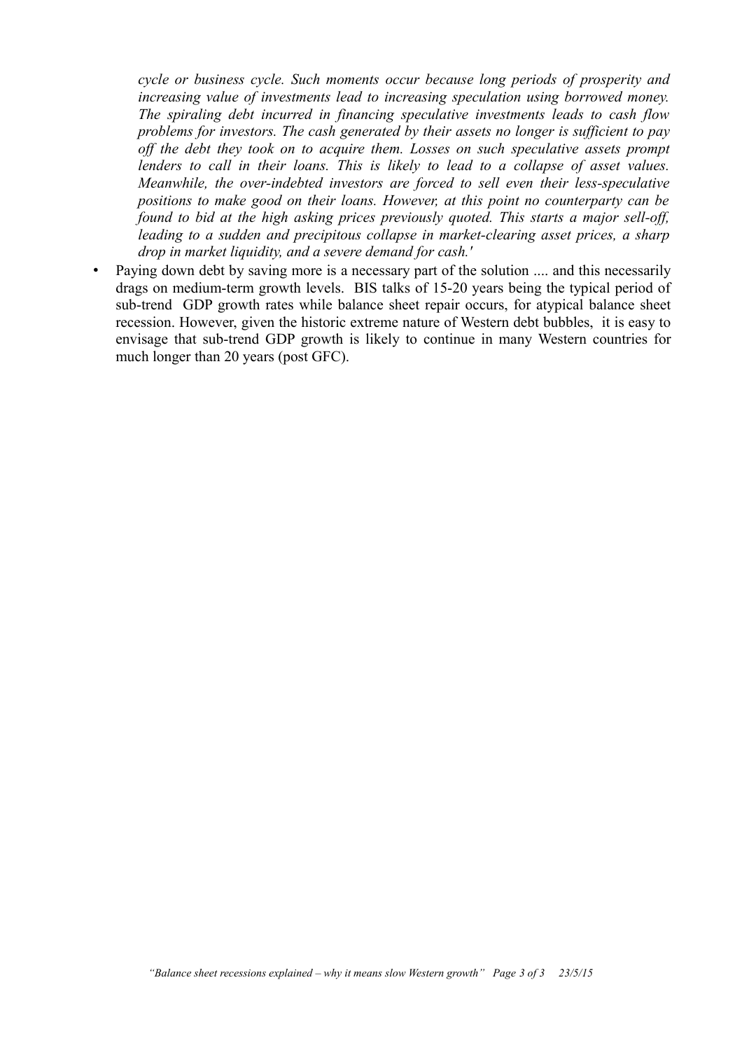*cycle or business cycle. Such moments occur because long periods of prosperity and increasing value of investments lead to increasing speculation using borrowed money. The spiraling debt incurred in financing speculative investments leads to cash flow problems for investors. The cash generated by their assets no longer is sufficient to pay off the debt they took on to acquire them. Losses on such speculative assets prompt lenders to call in their loans. This is likely to lead to a collapse of asset values. Meanwhile, the over-indebted investors are forced to sell even their less-speculative positions to make good on their loans. However, at this point no counterparty can be found to bid at the high asking prices previously quoted. This starts a major sell-off, leading to a sudden and precipitous collapse in market-clearing asset prices, a sharp drop in market liquidity, and a severe demand for cash.'*

- Paying down debt by saving more is a necessary part of the solution .... and this necessarily drags on medium-term growth levels. BIS talks of 15-20 years being the typical period of sub-trend GDP growth rates while balance sheet repair occurs, for atypical balance sheet recession. However, given the historic extreme nature of Western debt bubbles, it is easy to envisage that sub-trend GDP growth is likely to continue in many Western countries for much longer than 20 years (post GFC).